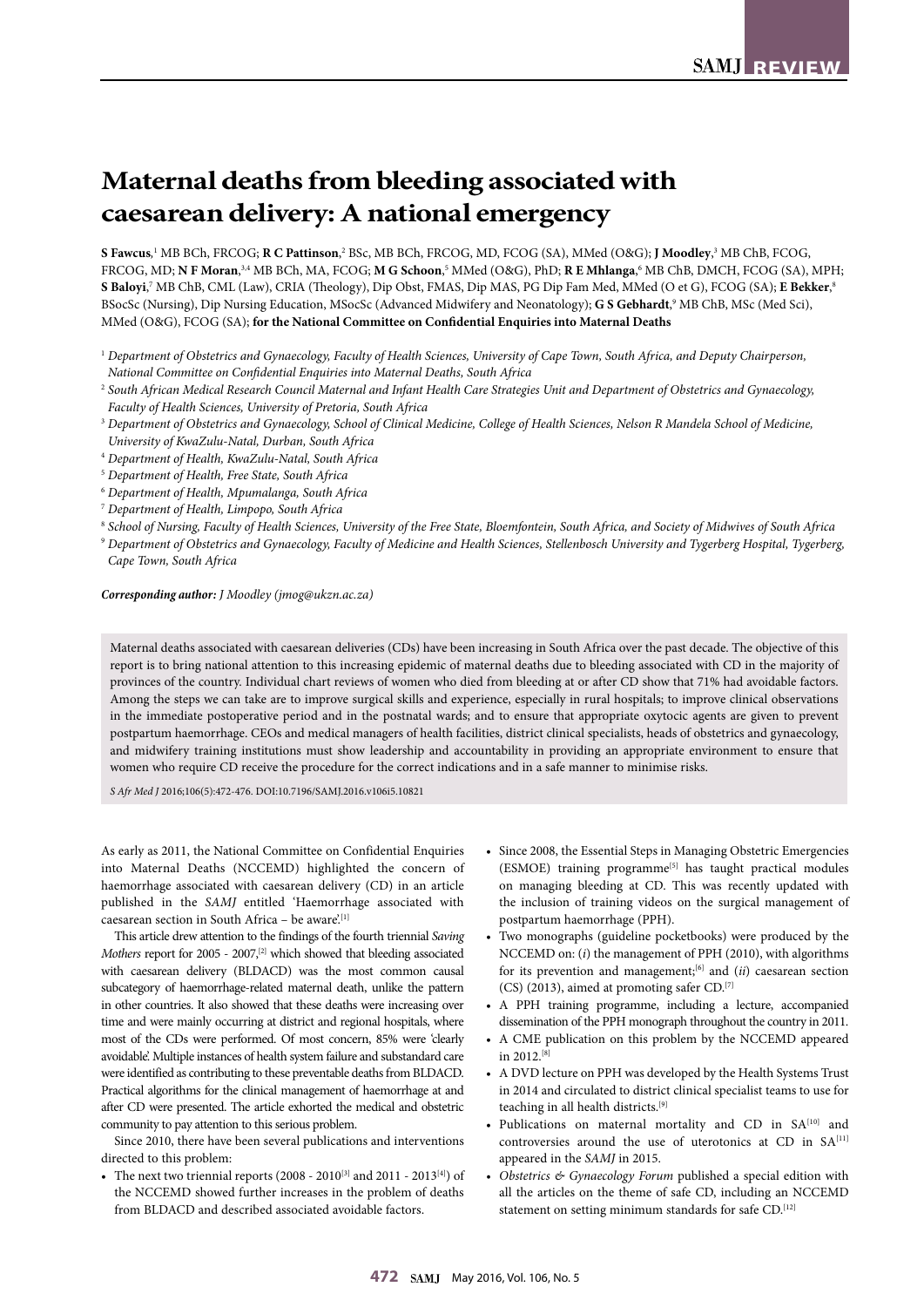# Maternal deaths from bleeding associated with caesarean delivery: A national emergency

**S Fawcus**,[1] MB BCh, FRCOG; **R C Pattinson**,[2] BSc, MB BCh, FRCOG, MD, FCOG (SA), MMed (O&G); **J Moodley**,[3] MB ChB, FCOG, FRCOG, MD; **N F Moran**,[3,4] MB BCh, MA, FCOG; **M G Schoon**,[5] MMed (O&G), PhD; **R E Mhlanga**,[6] MB ChB, DMCH, FCOG (SA), MPH; **S Baloyi**,[7] MB ChB, CML (Law), CRIA (Theology), Dip Obst, FMAS, Dip MAS, PG Dip Fam Med, MMed (O et G), FCOG (SA); **E Bekker**,[8] BSocSc (Nursing), Dip Nursing Education, MSocSc (Advanced Midwifery and Neonatology); **G S Gebhardt**,[9] MB ChB, MSc (Med Sci), MMed (O&G), FCOG (SA); **for the National Committee on Confidential Enquiries into Maternal Deaths**

[1] *Department of Obstetrics and Gynaecology, Faculty of Health Sciences, University of Cape Town, South Africa, and Deputy Chairperson, National Committee on Confidential Enquiries into Maternal Deaths, South Africa*

[2] *South African Medical Research Council Maternal and Infant Health Care Strategies Unit and Department of Obstetrics and Gynaecology, Faculty of Health Sciences, University of Pretoria, South Africa*

[3] *Department of Obstetrics and Gynaecology, School of Clinical Medicine, College of Health Sciences, Nelson R Mandela School of Medicine, University of KwaZulu-Natal, Durban, South Africa*

[4] *Department of Health, KwaZulu-Natal, South Africa*

[5] *Department of Health, Free State, South Africa*

[6] *Department of Health, Mpumalanga, South Africa*

[7] *Department of Health, Limpopo, South Africa*

[8] *School of Nursing, Faculty of Health Sciences, University of the Free State, Bloemfontein, South Africa, and Society of Midwives of South Africa*

[9] *Department of Obstetrics and Gynaecology, Faculty of Medicine and Health Sciences, Stellenbosch University and Tygerberg Hospital, Tygerberg, Cape Town, South Africa*

***Corresponding author:*** *J Moodley (jmog@ukzn.ac.za)*

Maternal deaths associated with caesarean deliveries (CDs) have been increasing in South Africa over the past decade. The objective of this report is to bring national attention to this increasing epidemic of maternal deaths due to bleeding associated with CD in the majority of provinces of the country. Individual chart reviews of women who died from bleeding at or after CD show that 71% had avoidable factors. Among the steps we can take are to improve surgical skills and experience, especially in rural hospitals; to improve clinical observations in the immediate postoperative period and in the postnatal wards; and to ensure that appropriate oxytocic agents are given to prevent postpartum haemorrhage. CEOs and medical managers of health facilities, district clinical specialists, heads of obstetrics and gynaecology, and midwifery training institutions must show leadership and accountability in providing an appropriate environment to ensure that women who require CD receive the procedure for the correct indications and in a safe manner to minimise risks.

*S Afr Med J* 2016;106(5):472-476. DOI:10.7196/SAMJ.2016.v106i5.10821

As early as 2011, the National Committee on Confidential Enquiries into Maternal Deaths (NCCEMD) highlighted the concern of haemorrhage associated with caesarean delivery (CD) in an article published in the *SAMJ* entitled 'Haemorrhage associated with caesarean section in South Africa – be aware'.[1]

This article drew attention to the findings of the fourth triennial *Saving Mothers* report for 2005 - 2007,[2] which showed that bleeding associated with caesarean delivery (BLDACD) was the most common causal subcategory of haemorrhage-related maternal death, unlike the pattern in other countries. It also showed that these deaths were increasing over time and were mainly occurring at district and regional hospitals, where most of the CDs were performed. Of most concern, 85% were 'clearly avoidable'. Multiple instances of health system failure and substandard care were identified as contributing to these preventable deaths from BLDACD. Practical algorithms for the clinical management of haemorrhage at and after CD were presented. The article exhorted the medical and obstetric community to pay attention to this serious problem.

Since 2010, there have been several publications and interventions directed to this problem:

- The next two triennial reports (2008 - 2010[3] and 2011 - 2013[4]) of the NCCEMD showed further increases in the problem of deaths from BLDACD and described associated avoidable factors.
- Since 2008, the Essential Steps in Managing Obstetric Emergencies (ESMOE) training programme[5] has taught practical modules on managing bleeding at CD. This was recently updated with the inclusion of training videos on the surgical management of postpartum haemorrhage (PPH).
- Two monographs (guideline pocketbooks) were produced by the NCCEMD on: (*i*) the management of PPH (2010), with algorithms for its prevention and management;[6] and (*ii*) caesarean section (CS) (2013), aimed at promoting safer CD.[7]
- A PPH training programme, including a lecture, accompanied dissemination of the PPH monograph throughout the country in 2011.
- A CME publication on this problem by the NCCEMD appeared in 2012.[8]
- A DVD lecture on PPH was developed by the Health Systems Trust in 2014 and circulated to district clinical specialist teams to use for teaching in all health districts.[9]
- Publications on maternal mortality and CD in SA[10] and controversies around the use of uterotonics at CD in SA[11] appeared in the *SAMJ* in 2015.
- *Obstetrics & Gynaecology Forum* published a special edition with all the articles on the theme of safe CD, including an NCCEMD statement on setting minimum standards for safe CD.[12]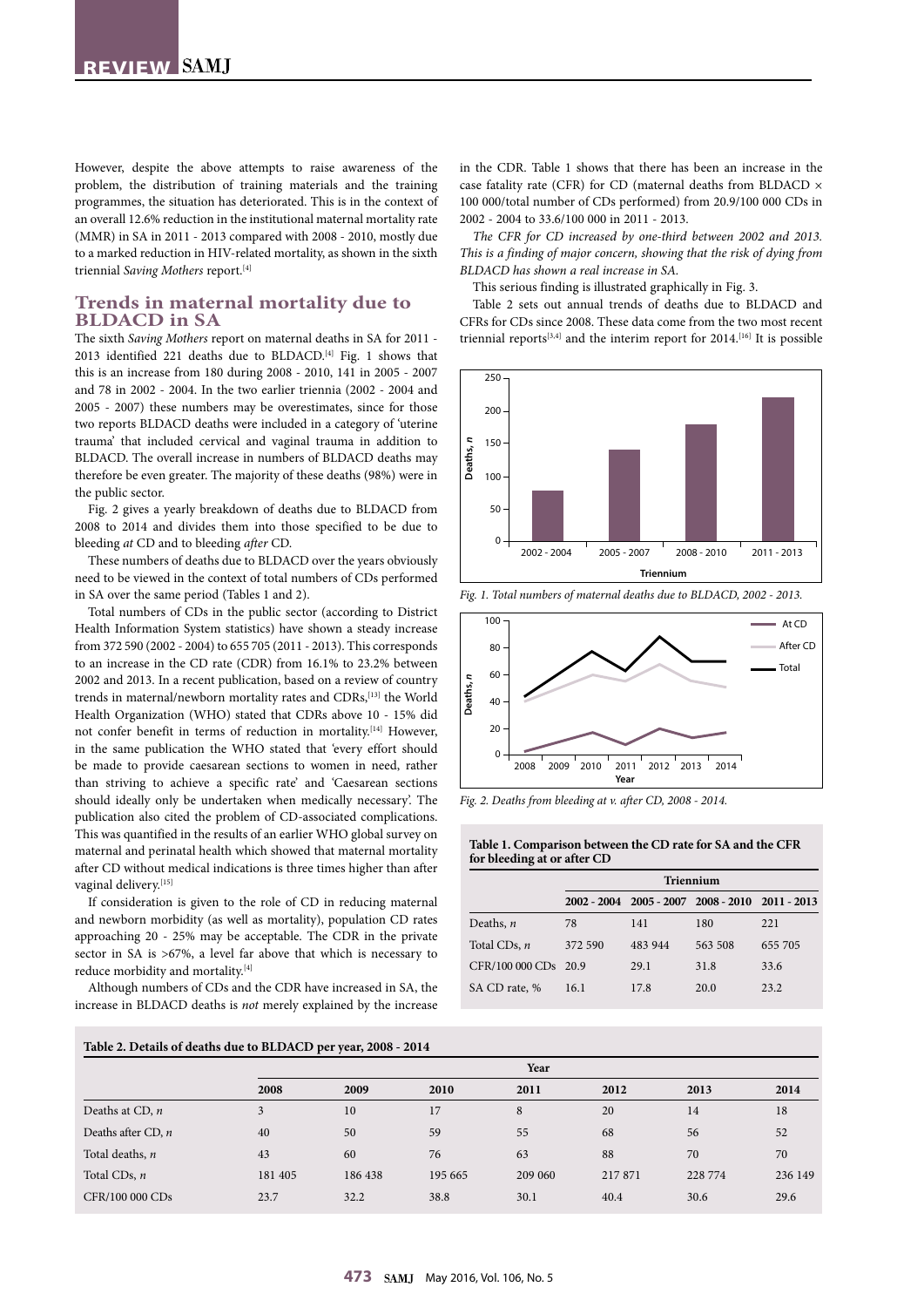However, despite the above attempts to raise awareness of the problem, the distribution of training materials and the training programmes, the situation has deteriorated. This is in the context of an overall 12.6% reduction in the institutional maternal mortality rate (MMR) in SA in 2011 - 2013 compared with 2008 - 2010, mostly due to a marked reduction in HIV-related mortality, as shown in the sixth triennial *Saving Mothers* report.[4]

## Trends in maternal mortality due to BLDACD in SA

The sixth *Saving Mothers* report on maternal deaths in SA for 2011 - 2013 identified 221 deaths due to BLDACD.[4] Fig. 1 shows that this is an increase from 180 during 2008 - 2010, 141 in 2005 - 2007 and 78 in 2002 - 2004. In the two earlier triennia (2002 - 2004 and 2005 - 2007) these numbers may be overestimates, since for those two reports BLDACD deaths were included in a category of 'uterine trauma' that included cervical and vaginal trauma in addition to BLDACD. The overall increase in numbers of BLDACD deaths may therefore be even greater. The majority of these deaths (98%) were in the public sector.

Fig. 2 gives a yearly breakdown of deaths due to BLDACD from 2008 to 2014 and divides them into those specified to be due to bleeding *at* CD and to bleeding *after* CD.

These numbers of deaths due to BLDACD over the years obviously need to be viewed in the context of total numbers of CDs performed in SA over the same period (Tables 1 and 2).

Total numbers of CDs in the public sector (according to District Health Information System statistics) have shown a steady increase from 372 590 (2002 - 2004) to 655 705 (2011 - 2013). This corresponds to an increase in the CD rate (CDR) from 16.1% to 23.2% between 2002 and 2013. In a recent publication, based on a review of country trends in maternal/newborn mortality rates and CDRs,[13] the World Health Organization (WHO) stated that CDRs above 10 - 15% did not confer benefit in terms of reduction in mortality.[14] However, in the same publication the WHO stated that 'every effort should be made to provide caesarean sections to women in need, rather than striving to achieve a specific rate' and 'Caesarean sections should ideally only be undertaken when medically necessary'. The publication also cited the problem of CD-associated complications. This was quantified in the results of an earlier WHO global survey on maternal and perinatal health which showed that maternal mortality after CD without medical indications is three times higher than after vaginal delivery.[15]

If consideration is given to the role of CD in reducing maternal and newborn morbidity (as well as mortality), population CD rates approaching 20 - 25% may be acceptable. The CDR in the private sector in SA is >67%, a level far above that which is necessary to reduce morbidity and mortality.[4]

Although numbers of CDs and the CDR have increased in SA, the increase in BLDACD deaths is *not* merely explained by the increase in the CDR. Table 1 shows that there has been an increase in the case fatality rate (CFR) for CD (maternal deaths from BLDACD × 100 000/total number of CDs performed) from 20.9/100 000 CDs in 2002 - 2004 to 33.6/100 000 in 2011 - 2013.

*The CFR for CD increased by one-third between 2002 and 2013. This is a finding of major concern, showing that the risk of dying from BLDACD has shown a real increase in SA.*

This serious finding is illustrated graphically in Fig. 3.

Table 2 sets out annual trends of deaths due to BLDACD and CFRs for CDs since 2008. These data come from the two most recent triennial reports[3,4] and the interim report for 2014.[16] It is possible

*Fig. 1. Total numbers of maternal deaths due to BLDACD, 2002 - 2013.*

*Fig. 2. Deaths from bleeding at v. after CD, 2008 - 2014.*

**Table 1. Comparison between the CD rate for SA and the CFR for bleeding at or after CD**

| | Triennium | | | |
|---|---|---|---|---|
| | 2002 - 2004 | 2005 - 2007 | 2008 - 2010 | 2011 - 2013 |
| Deaths, *n* | 78 | 141 | 180 | 221 |
| Total CDs, *n* | 372 590 | 483 944 | 563 508 | 655 705 |
| CFR/100 000 CDs | 20.9 | 29.1 | 31.8 | 33.6 |
| SA CD rate, % | 16.1 | 17.8 | 20.0 | 23.2 |

**Table 2. Details of deaths due to BLDACD per year, 2008 - 2014**

| | Year | | | | | | |
|---|---|---|---|---|---|---|---|
| | 2008 | 2009 | 2010 | 2011 | 2012 | 2013 | 2014 |
| Deaths at CD, *n* | 3 | 10 | 17 | 8 | 20 | 14 | 18 |
| Deaths after CD, *n* | 40 | 50 | 59 | 55 | 68 | 56 | 52 |
| Total deaths, *n* | 43 | 60 | 76 | 63 | 88 | 70 | 70 |
| Total CDs, *n* | 181 405 | 186 438 | 195 665 | 209 060 | 217 871 | 228 774 | 236 149 |
| CFR/100 000 CDs | 23.7 | 32.2 | 38.8 | 30.1 | 40.4 | 30.6 | 29.6 |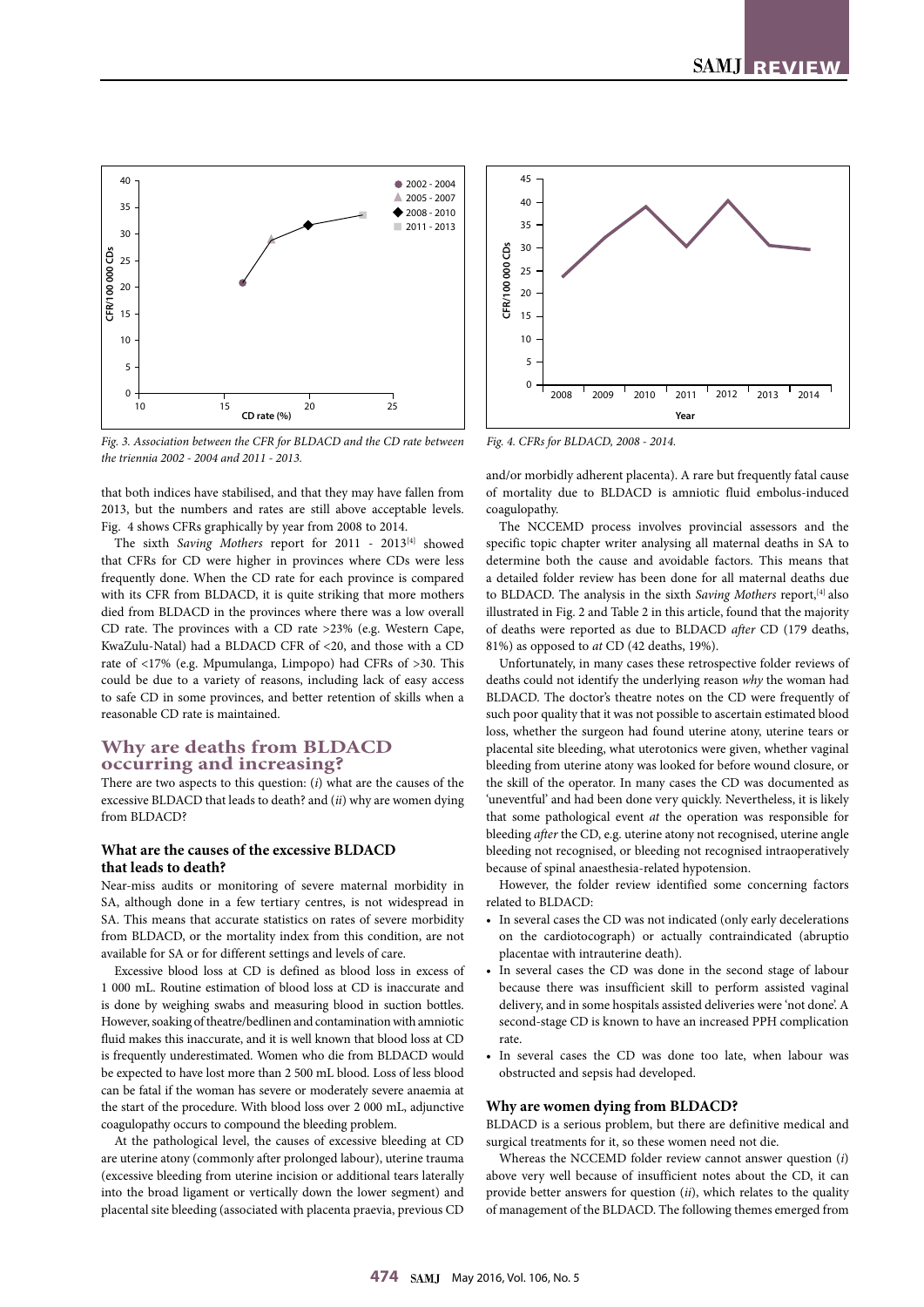Fig. 3. Association between the CFR for BLDACD and the CD rate between the triennia 2002 - 2004 and 2011 - 2013.

Fig. 4. CFRs for BLDACD, 2008 - 2014.

that both indices have stabilised, and that they may have fallen from 2013, but the numbers and rates are still above acceptable levels. Fig. 4 shows CFRs graphically by year from 2008 to 2014.

The sixth *Saving Mothers* report for 2011 - 2013[4] showed that CFRs for CD were higher in provinces where CDs were less frequently done. When the CD rate for each province is compared with its CFR from BLDACD, it is quite striking that more mothers died from BLDACD in the provinces where there was a low overall CD rate. The provinces with a CD rate >23% (e.g. Western Cape, KwaZulu-Natal) had a BLDACD CFR of <20, and those with a CD rate of <17% (e.g. Mpumulanga, Limpopo) had CFRs of >30. This could be due to a variety of reasons, including lack of easy access to safe CD in some provinces, and better retention of skills when a reasonable CD rate is maintained.

## Why are deaths from BLDACD occurring and increasing?

There are two aspects to this question: (*i*) what are the causes of the excessive BLDACD that leads to death? and (*ii*) why are women dying from BLDACD?

### What are the causes of the excessive BLDACD that leads to death?

Near-miss audits or monitoring of severe maternal morbidity in SA, although done in a few tertiary centres, is not widespread in SA. This means that accurate statistics on rates of severe morbidity from BLDACD, or the mortality index from this condition, are not available for SA or for different settings and levels of care.

Excessive blood loss at CD is defined as blood loss in excess of 1 000 mL. Routine estimation of blood loss at CD is inaccurate and is done by weighing swabs and measuring blood in suction bottles. However, soaking of theatre/bedlinen and contamination with amniotic fluid makes this inaccurate, and it is well known that blood loss at CD is frequently underestimated. Women who die from BLDACD would be expected to have lost more than 2 500 mL blood. Loss of less blood can be fatal if the woman has severe or moderately severe anaemia at the start of the procedure. With blood loss over 2 000 mL, adjunctive coagulopathy occurs to compound the bleeding problem.

At the pathological level, the causes of excessive bleeding at CD are uterine atony (commonly after prolonged labour), uterine trauma (excessive bleeding from uterine incision or additional tears laterally into the broad ligament or vertically down the lower segment) and placental site bleeding (associated with placenta praevia, previous CD and/or morbidly adherent placenta). A rare but frequently fatal cause of mortality due to BLDACD is amniotic fluid embolus-induced coagulopathy.

The NCCEMD process involves provincial assessors and the specific topic chapter writer analysing all maternal deaths in SA to determine both the cause and avoidable factors. This means that a detailed folder review has been done for all maternal deaths due to BLDACD. The analysis in the sixth *Saving Mothers* report,[4] also illustrated in Fig. 2 and Table 2 in this article, found that the majority of deaths were reported as due to BLDACD *after* CD (179 deaths, 81%) as opposed to *at* CD (42 deaths, 19%).

Unfortunately, in many cases these retrospective folder reviews of deaths could not identify the underlying reason *why* the woman had BLDACD. The doctor's theatre notes on the CD were frequently of such poor quality that it was not possible to ascertain estimated blood loss, whether the surgeon had found uterine atony, uterine tears or placental site bleeding, what uterotonics were given, whether vaginal bleeding from uterine atony was looked for before wound closure, or the skill of the operator. In many cases the CD was documented as 'uneventful' and had been done very quickly. Nevertheless, it is likely that some pathological event *at* the operation was responsible for bleeding *after* the CD, e.g. uterine atony not recognised, uterine angle bleeding not recognised, or bleeding not recognised intraoperatively because of spinal anaesthesia-related hypotension.

However, the folder review identified some concerning factors related to BLDACD:

- In several cases the CD was not indicated (only early decelerations on the cardiotocograph) or actually contraindicated (abruptio placentae with intrauterine death).
- In several cases the CD was done in the second stage of labour because there was insufficient skill to perform assisted vaginal delivery, and in some hospitals assisted deliveries were 'not done'. A second-stage CD is known to have an increased PPH complication rate.
- In several cases the CD was done too late, when labour was obstructed and sepsis had developed.

### Why are women dying from BLDACD?

BLDACD is a serious problem, but there are definitive medical and surgical treatments for it, so these women need not die.

Whereas the NCCEMD folder review cannot answer question (*i*) above very well because of insufficient notes about the CD, it can provide better answers for question (*ii*), which relates to the quality of management of the BLDACD. The following themes emerged from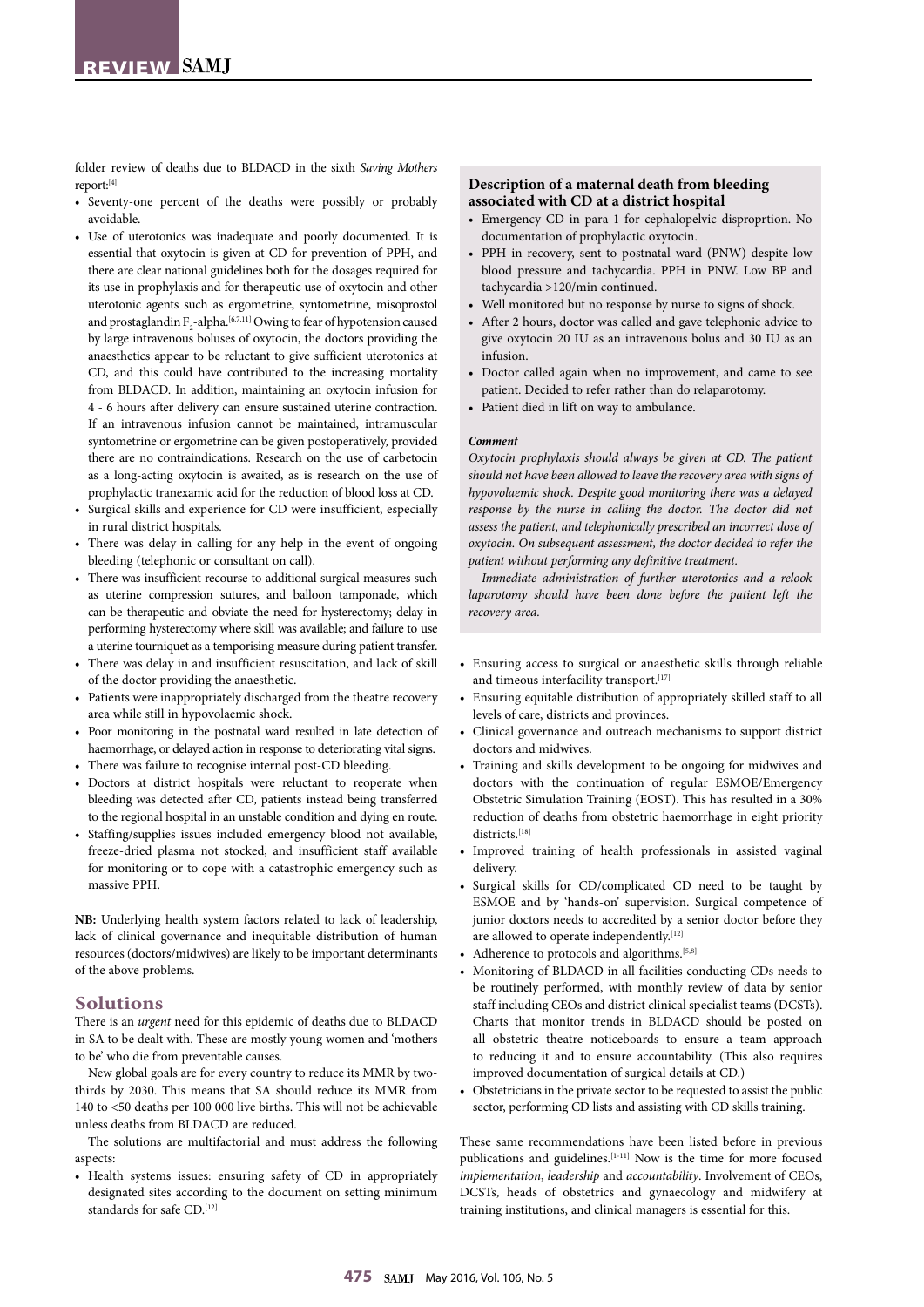folder review of deaths due to BLDACD in the sixth *Saving Mothers* report:[4]

- Seventy-one percent of the deaths were possibly or probably avoidable.
- Use of uterotonics was inadequate and poorly documented. It is essential that oxytocin is given at CD for prevention of PPH, and there are clear national guidelines both for the dosages required for its use in prophylaxis and for therapeutic use of oxytocin and other uterotonic agents such as ergometrine, syntometrine, misoprostol and prostaglandin $F_2$-alpha.[6,7,11] Owing to fear of hypotension caused by large intravenous boluses of oxytocin, the doctors providing the anaesthetics appear to be reluctant to give sufficient uterotonics at CD, and this could have contributed to the increasing mortality from BLDACD. In addition, maintaining an oxytocin infusion for 4 - 6 hours after delivery can ensure sustained uterine contraction. If an intravenous infusion cannot be maintained, intramuscular syntometrine or ergometrine can be given postoperatively, provided there are no contraindications. Research on the use of carbetocin as a long-acting oxytocin is awaited, as is research on the use of prophylactic tranexamic acid for the reduction of blood loss at CD.
- Surgical skills and experience for CD were insufficient, especially in rural district hospitals.
- There was delay in calling for any help in the event of ongoing bleeding (telephonic or consultant on call).
- There was insufficient recourse to additional surgical measures such as uterine compression sutures, and balloon tamponade, which can be therapeutic and obviate the need for hysterectomy; delay in performing hysterectomy where skill was available; and failure to use a uterine tourniquet as a temporising measure during patient transfer.
- There was delay in and insufficient resuscitation, and lack of skill of the doctor providing the anaesthetic.
- Patients were inappropriately discharged from the theatre recovery area while still in hypovolaemic shock.
- Poor monitoring in the postnatal ward resulted in late detection of haemorrhage, or delayed action in response to deteriorating vital signs.
- There was failure to recognise internal post-CD bleeding.
- Doctors at district hospitals were reluctant to reoperate when bleeding was detected after CD, patients instead being transferred to the regional hospital in an unstable condition and dying en route.
- Staffing/supplies issues included emergency blood not available, freeze-dried plasma not stocked, and insufficient staff available for monitoring or to cope with a catastrophic emergency such as massive PPH.

**NB:** Underlying health system factors related to lack of leadership, lack of clinical governance and inequitable distribution of human resources (doctors/midwives) are likely to be important determinants of the above problems.

### Description of a maternal death from bleeding associated with CD at a district hospital

- Emergency CD in para 1 for cephalopelvic disproprtion. No documentation of prophylactic oxytocin.
- PPH in recovery, sent to postnatal ward (PNW) despite low blood pressure and tachycardia. PPH in PNW. Low BP and tachycardia >120/min continued.
- Well monitored but no response by nurse to signs of shock.
- After 2 hours, doctor was called and gave telephonic advice to give oxytocin 20 IU as an intravenous bolus and 30 IU as an infusion.
- Doctor called again when no improvement, and came to see patient. Decided to refer rather than do relaparotomy.
- Patient died in lift on way to ambulance.

***Comment***

*Oxytocin prophylaxis should always be given at CD. The patient should not have been allowed to leave the recovery area with signs of hypovolaemic shock. Despite good monitoring there was a delayed response by the nurse in calling the doctor. The doctor did not assess the patient, and telephonically prescribed an incorrect dose of oxytocin. On subsequent assessment, the doctor decided to refer the patient without performing any definitive treatment.*

*Immediate administration of further uterotonics and a relook laparotomy should have been done before the patient left the recovery area.*

## Solutions

There is an *urgent* need for this epidemic of deaths due to BLDACD in SA to be dealt with. These are mostly young women and 'mothers to be' who die from preventable causes.

New global goals are for every country to reduce its MMR by two-thirds by 2030. This means that SA should reduce its MMR from 140 to <50 deaths per 100 000 live births. This will not be achievable unless deaths from BLDACD are reduced.

The solutions are multifactorial and must address the following aspects:

- Health systems issues: ensuring safety of CD in appropriately designated sites according to the document on setting minimum standards for safe CD.[12]
- Ensuring access to surgical or anaesthetic skills through reliable and timeous interfacility transport.[17]
- Ensuring equitable distribution of appropriately skilled staff to all levels of care, districts and provinces.
- Clinical governance and outreach mechanisms to support district doctors and midwives.
- Training and skills development to be ongoing for midwives and doctors with the continuation of regular ESMOE/Emergency Obstetric Simulation Training (EOST). This has resulted in a 30% reduction of deaths from obstetric haemorrhage in eight priority districts.[18]
- Improved training of health professionals in assisted vaginal delivery.
- Surgical skills for CD/complicated CD need to be taught by ESMOE and by 'hands-on' supervision. Surgical competence of junior doctors needs to accredited by a senior doctor before they are allowed to operate independently.[12]
- Adherence to protocols and algorithms.[5,8]
- Monitoring of BLDACD in all facilities conducting CDs needs to be routinely performed, with monthly review of data by senior staff including CEOs and district clinical specialist teams (DCSTs). Charts that monitor trends in BLDACD should be posted on all obstetric theatre noticeboards to ensure a team approach to reducing it and to ensure accountability. (This also requires improved documentation of surgical details at CD.)
- Obstetricians in the private sector to be requested to assist the public sector, performing CD lists and assisting with CD skills training.

These same recommendations have been listed before in previous publications and guidelines.[1-11] Now is the time for more focused *implementation*, *leadership* and *accountability*. Involvement of CEOs, DCSTs, heads of obstetrics and gynaecology and midwifery at training institutions, and clinical managers is essential for this.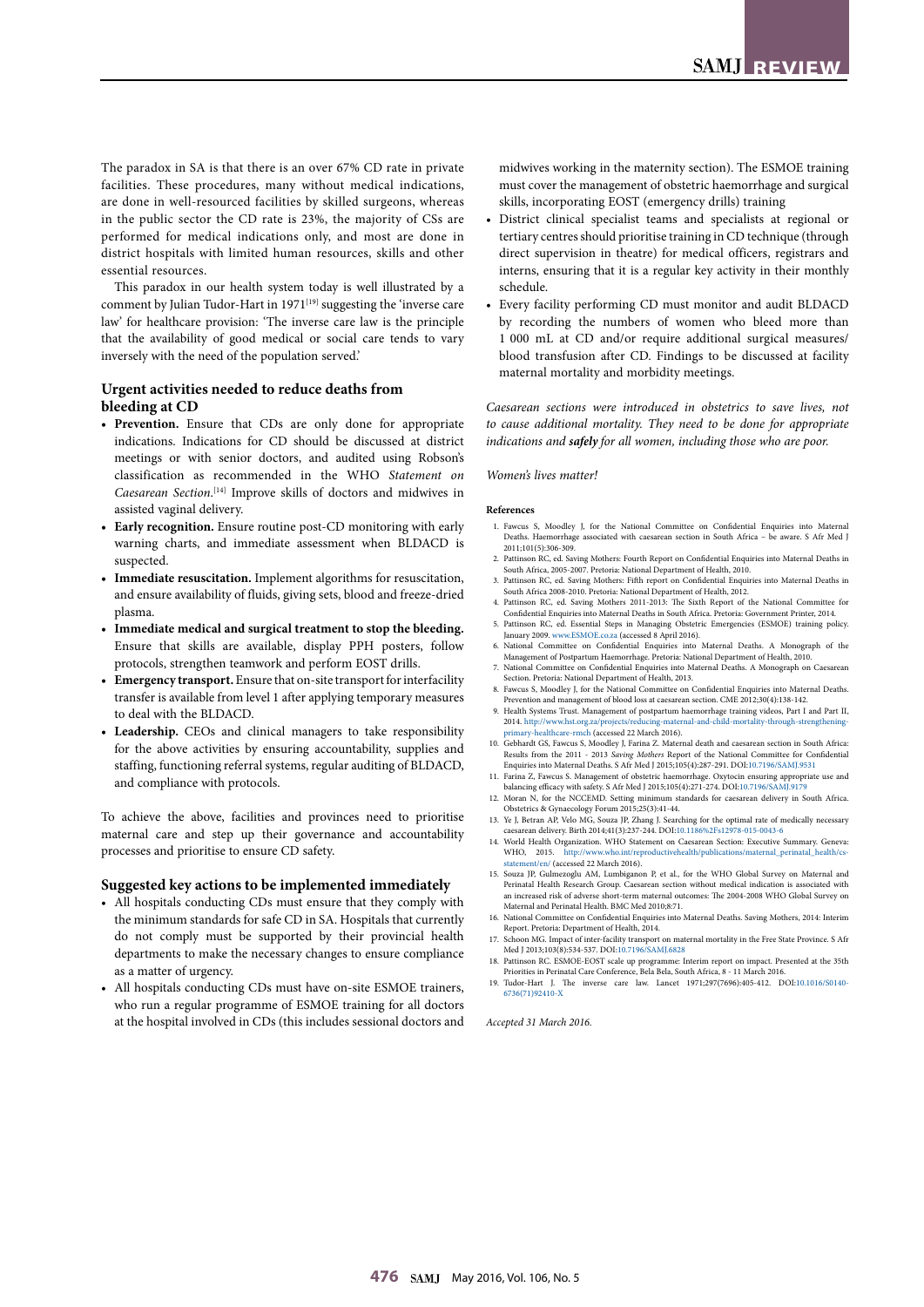The paradox in SA is that there is an over 67% CD rate in private facilities. These procedures, many without medical indications, are done in well-resourced facilities by skilled surgeons, whereas in the public sector the CD rate is 23%, the majority of CSs are performed for medical indications only, and most are done in district hospitals with limited human resources, skills and other essential resources.

This paradox in our health system today is well illustrated by a comment by Julian Tudor-Hart in 1971[19] suggesting the 'inverse care law' for healthcare provision: 'The inverse care law is the principle that the availability of good medical or social care tends to vary inversely with the need of the population served.'

## Urgent activities needed to reduce deaths from bleeding at CD

- **Prevention.** Ensure that CDs are only done for appropriate indications. Indications for CD should be discussed at district meetings or with senior doctors, and audited using Robson's classification as recommended in the WHO *Statement on Caesarean Section*.[14] Improve skills of doctors and midwives in assisted vaginal delivery.
- **Early recognition.** Ensure routine post-CD monitoring with early warning charts, and immediate assessment when BLDACD is suspected.
- **Immediate resuscitation.** Implement algorithms for resuscitation, and ensure availability of fluids, giving sets, blood and freeze-dried plasma.
- **Immediate medical and surgical treatment to stop the bleeding.** Ensure that skills are available, display PPH posters, follow protocols, strengthen teamwork and perform EOST drills.
- **Emergency transport.** Ensure that on-site transport for interfacility transfer is available from level 1 after applying temporary measures to deal with the BLDACD.
- **Leadership.** CEOs and clinical managers to take responsibility for the above activities by ensuring accountability, supplies and staffing, functioning referral systems, regular auditing of BLDACD, and compliance with protocols.

To achieve the above, facilities and provinces need to prioritise maternal care and step up their governance and accountability processes and prioritise to ensure CD safety.

## Suggested key actions to be implemented immediately

- All hospitals conducting CDs must ensure that they comply with the minimum standards for safe CD in SA. Hospitals that currently do not comply must be supported by their provincial health departments to make the necessary changes to ensure compliance as a matter of urgency.
- All hospitals conducting CDs must have on-site ESMOE trainers, who run a regular programme of ESMOE training for all doctors at the hospital involved in CDs (this includes sessional doctors and midwives working in the maternity section). The ESMOE training must cover the management of obstetric haemorrhage and surgical skills, incorporating EOST (emergency drills) training
- District clinical specialist teams and specialists at regional or tertiary centres should prioritise training in CD technique (through direct supervision in theatre) for medical officers, registrars and interns, ensuring that it is a regular key activity in their monthly schedule.
- Every facility performing CD must monitor and audit BLDACD by recording the numbers of women who bleed more than 1 000 mL at CD and/or require additional surgical measures/ blood transfusion after CD. Findings to be discussed at facility maternal mortality and morbidity meetings.

*Caesarean sections were introduced in obstetrics to save lives, not to cause additional mortality. They need to be done for appropriate indications and* ***safely*** *for all women, including those who are poor.*

*Women's lives matter!*

### References

1. Fawcus S, Moodley J, for the National Committee on Confidential Enquiries into Maternal Deaths. Haemorrhage associated with caesarean section in South Africa – be aware. S Afr Med J 2011;101(5):306-309.
2. Pattinson RC, ed. Saving Mothers: Fourth Report on Confidential Enquiries into Maternal Deaths in South Africa, 2005-2007. Pretoria: National Department of Health, 2010.
3. Pattinson RC, ed. Saving Mothers: Fifth report on Confidential Enquiries into Maternal Deaths in South Africa 2008-2010. Pretoria: National Department of Health, 2012.
4. Pattinson RC, ed. Saving Mothers 2011-2013: The Sixth Report of the National Committee for Confidential Enquiries into Maternal Deaths in South Africa. Pretoria: Government Printer, 2014.
5. Pattinson RC, ed. Essential Steps in Managing Obstetric Emergencies (ESMOE) training policy. January 2009. www.ESMOE.co.za (accessed 8 April 2016).
6. National Committee on Confidential Enquiries into Maternal Deaths. A Monograph of the Management of Postpartum Haemorrhage. Pretoria: National Department of Health, 2010.
7. National Committee on Confidential Enquiries into Maternal Deaths. A Monograph on Caesarean Section. Pretoria: National Department of Health, 2013.
8. Fawcus S, Moodley J, for the National Committee on Confidential Enquiries into Maternal Deaths. Prevention and management of blood loss at caesarean section. CME 2012;30(4):138-142.
9. Health Systems Trust. Management of postpartum haemorrhage training videos, Part I and Part II, 2014. http://www.hst.org.za/projects/reducing-maternal-and-child-mortality-through-strengthening-primary-healthcare-rmch (accessed 22 March 2016).
10. Gebhardt GS, Fawcus S, Moodley J, Farina Z. Maternal death and caesarean section in South Africa: Results from the 2011 - 2013 *Saving Mothers* Report of the National Committee for Confidential Enquiries into Maternal Deaths. S Afr Med J 2015;105(4):287-291. DOI:10.7196/SAMJ.9531
11. Farina Z, Fawcus S. Management of obstetric haemorrhage. Oxytocin ensuring appropriate use and balancing efficacy with safety. S Afr Med J 2015;105(4):271-274. DOI:10.7196/SAMJ.9179
12. Moran N, for the NCCEMD. Setting minimum standards for caesarean delivery in South Africa. Obstetrics & Gynaecology Forum 2015;25(3):41-44.
13. Ye J, Betran AP, Velo MG, Souza JP, Zhang J. Searching for the optimal rate of medically necessary caesarean delivery. Birth 2014;41(3):237-244. DOI:10.1186%2Fs12978-015-0043-6
14. World Health Organization. WHO Statement on Caesarean Section: Executive Summary. Geneva: WHO, 2015. http://www.who.int/reproductivehealth/publications/maternal_perinatal_health/cs-statement/en/ (accessed 22 March 2016).
15. Souza JP, Gulmezoglu AM, Lumbiganon P, et al., for the WHO Global Survey on Maternal and Perinatal Health Research Group. Caesarean section without medical indication is associated with an increased risk of adverse short-term maternal outcomes: The 2004-2008 WHO Global Survey on Maternal and Perinatal Health. BMC Med 2010;8:71.
16. National Committee on Confidential Enquiries into Maternal Deaths. Saving Mothers, 2014: Interim Report. Pretoria: Department of Health, 2014.
17. Schoon MG. Impact of inter-facility transport on maternal mortality in the Free State Province. S Afr Med J 2013;103(8):534-537. DOI:10.7196/SAMJ.6828
18. Pattinson RC. ESMOE-EOST scale up programme: Interim report on impact. Presented at the 35th Priorities in Perinatal Care Conference, Bela Bela, South Africa, 8 - 11 March 2016.
19. Tudor-Hart J. The inverse care law. Lancet 1971;297(7696):405-412. DOI:10.1016/S0140-6736(71)92410-X

*Accepted 31 March 2016.*